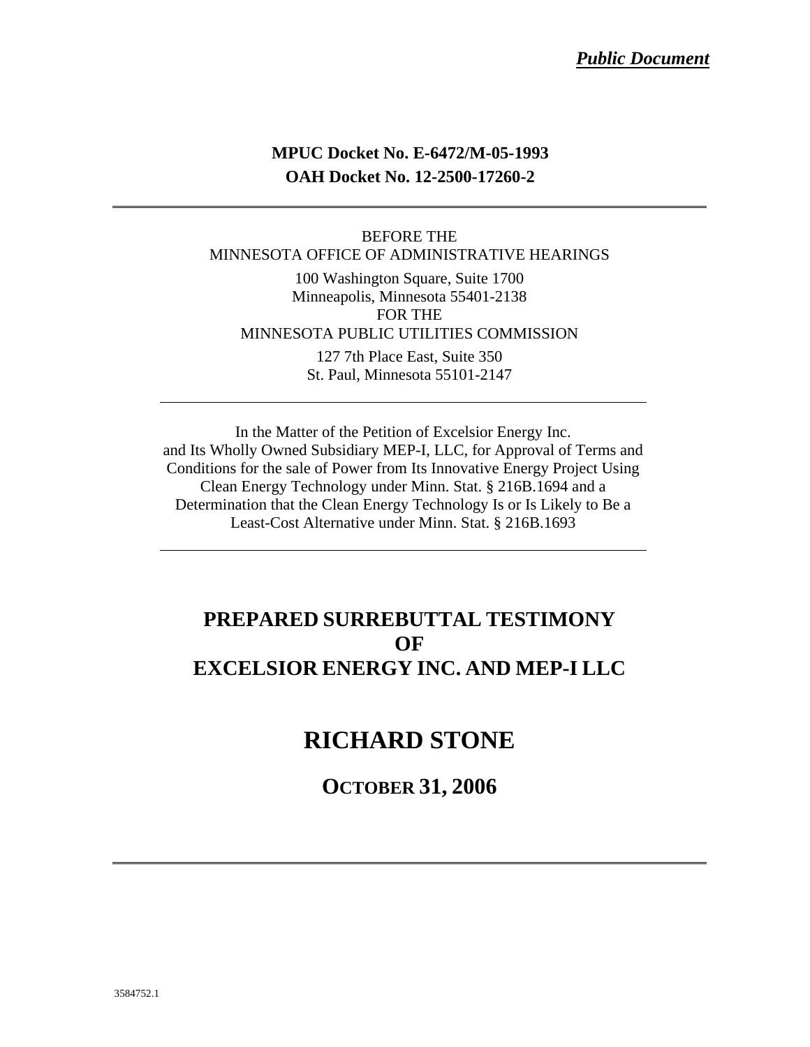***Public Document***

**MPUC Docket No. E-6472/M-05-1993**
**OAH Docket No. 12-2500-17260-2**

---

BEFORE THE
MINNESOTA OFFICE OF ADMINISTRATIVE HEARINGS

100 Washington Square, Suite 1700
Minneapolis, Minnesota 55401-2138
FOR THE
MINNESOTA PUBLIC UTILITIES COMMISSION

127 7th Place East, Suite 350
St. Paul, Minnesota 55101-2147

---

In the Matter of the Petition of Excelsior Energy Inc. and Its Wholly Owned Subsidiary MEP-I, LLC, for Approval of Terms and Conditions for the sale of Power from Its Innovative Energy Project Using Clean Energy Technology under Minn. Stat. § 216B.1694 and a Determination that the Clean Energy Technology Is or Is Likely to Be a Least-Cost Alternative under Minn. Stat. § 216B.1693

---

# PREPARED SURREBUTTAL TESTIMONY OF EXCELSIOR ENERGY INC. AND MEP-I LLC

# RICHARD STONE

## OCTOBER 31, 2006

---

3584752.1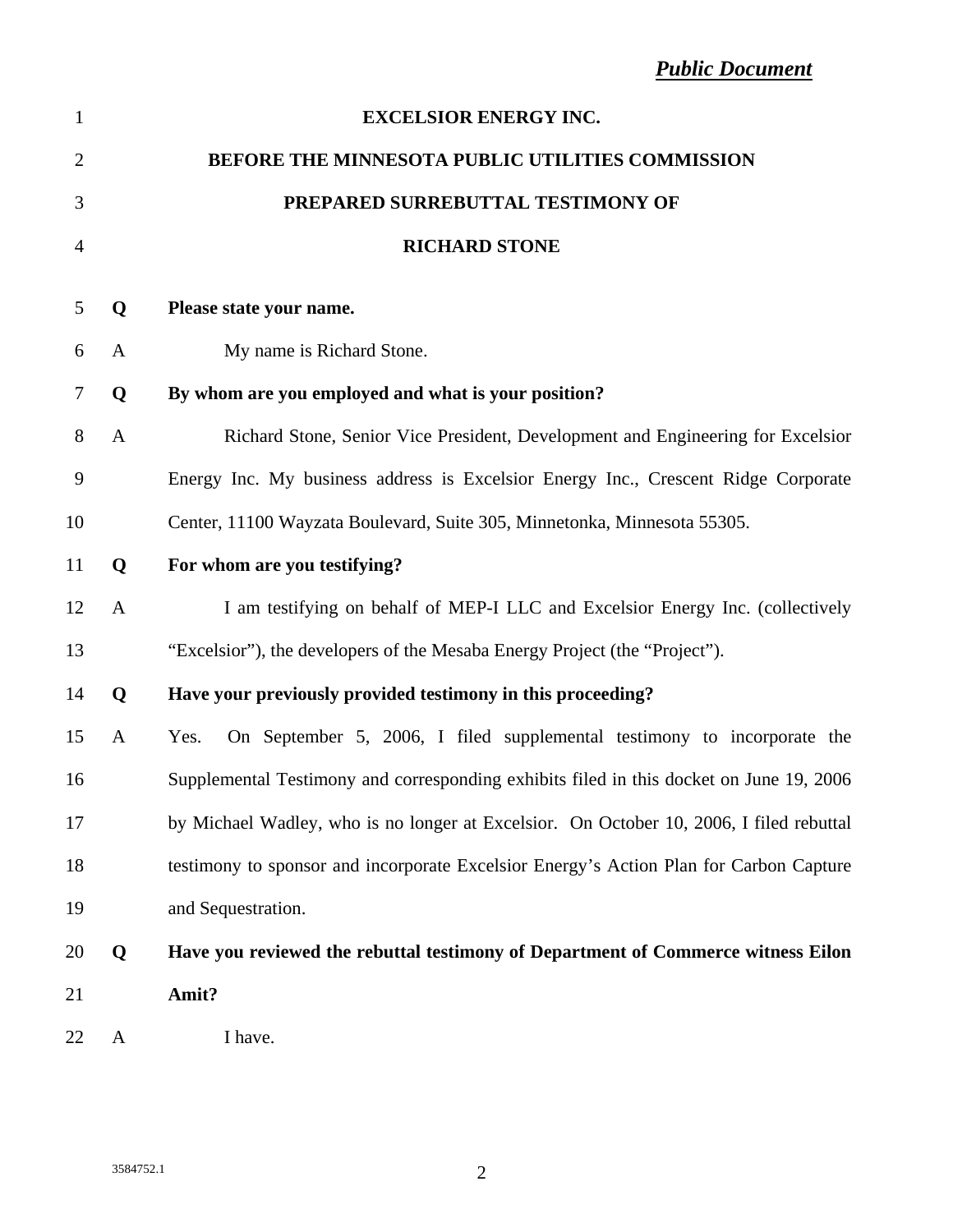*Public Document*

**EXCELSIOR ENERGY INC.**

**BEFORE THE MINNESOTA PUBLIC UTILITIES COMMISSION**

**PREPARED SURREBUTTAL TESTIMONY OF**

**RICHARD STONE**

**Q Please state your name.**

A My name is Richard Stone.

**Q By whom are you employed and what is your position?**

A Richard Stone, Senior Vice President, Development and Engineering for Excelsior Energy Inc. My business address is Excelsior Energy Inc., Crescent Ridge Corporate Center, 11100 Wayzata Boulevard, Suite 305, Minnetonka, Minnesota 55305.

**Q For whom are you testifying?**

A I am testifying on behalf of MEP-I LLC and Excelsior Energy Inc. (collectively "Excelsior"), the developers of the Mesaba Energy Project (the "Project").

**Q Have your previously provided testimony in this proceeding?**

A Yes. On September 5, 2006, I filed supplemental testimony to incorporate the Supplemental Testimony and corresponding exhibits filed in this docket on June 19, 2006 by Michael Wadley, who is no longer at Excelsior. On October 10, 2006, I filed rebuttal testimony to sponsor and incorporate Excelsior Energy's Action Plan for Carbon Capture and Sequestration.

**Q Have you reviewed the rebuttal testimony of Department of Commerce witness Eilon Amit?**

A I have.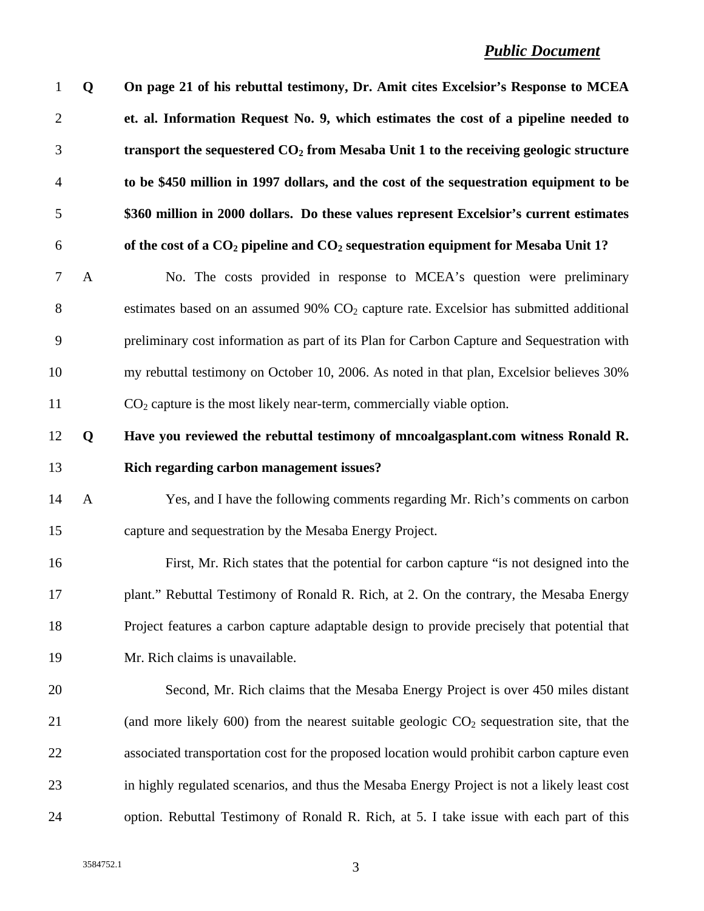***Public Document***

**Q On page 21 of his rebuttal testimony, Dr. Amit cites Excelsior's Response to MCEA et. al. Information Request No. 9, which estimates the cost of a pipeline needed to transport the sequestered $CO_2$ from Mesaba Unit 1 to the receiving geologic structure to be \$450 million in 1997 dollars, and the cost of the sequestration equipment to be \$360 million in 2000 dollars. Do these values represent Excelsior's current estimates of the cost of a $CO_2$ pipeline and $CO_2$ sequestration equipment for Mesaba Unit 1?**

A No. The costs provided in response to MCEA's question were preliminary estimates based on an assumed 90% $CO_2$ capture rate. Excelsior has submitted additional preliminary cost information as part of its Plan for Carbon Capture and Sequestration with my rebuttal testimony on October 10, 2006. As noted in that plan, Excelsior believes 30% $CO_2$ capture is the most likely near-term, commercially viable option.

**Q Have you reviewed the rebuttal testimony of mncoalgasplant.com witness Ronald R. Rich regarding carbon management issues?**

A Yes, and I have the following comments regarding Mr. Rich's comments on carbon capture and sequestration by the Mesaba Energy Project.

First, Mr. Rich states that the potential for carbon capture "is not designed into the plant." Rebuttal Testimony of Ronald R. Rich, at 2. On the contrary, the Mesaba Energy Project features a carbon capture adaptable design to provide precisely that potential that Mr. Rich claims is unavailable.

Second, Mr. Rich claims that the Mesaba Energy Project is over 450 miles distant (and more likely 600) from the nearest suitable geologic $CO_2$ sequestration site, that the associated transportation cost for the proposed location would prohibit carbon capture even in highly regulated scenarios, and thus the Mesaba Energy Project is not a likely least cost option. Rebuttal Testimony of Ronald R. Rich, at 5. I take issue with each part of this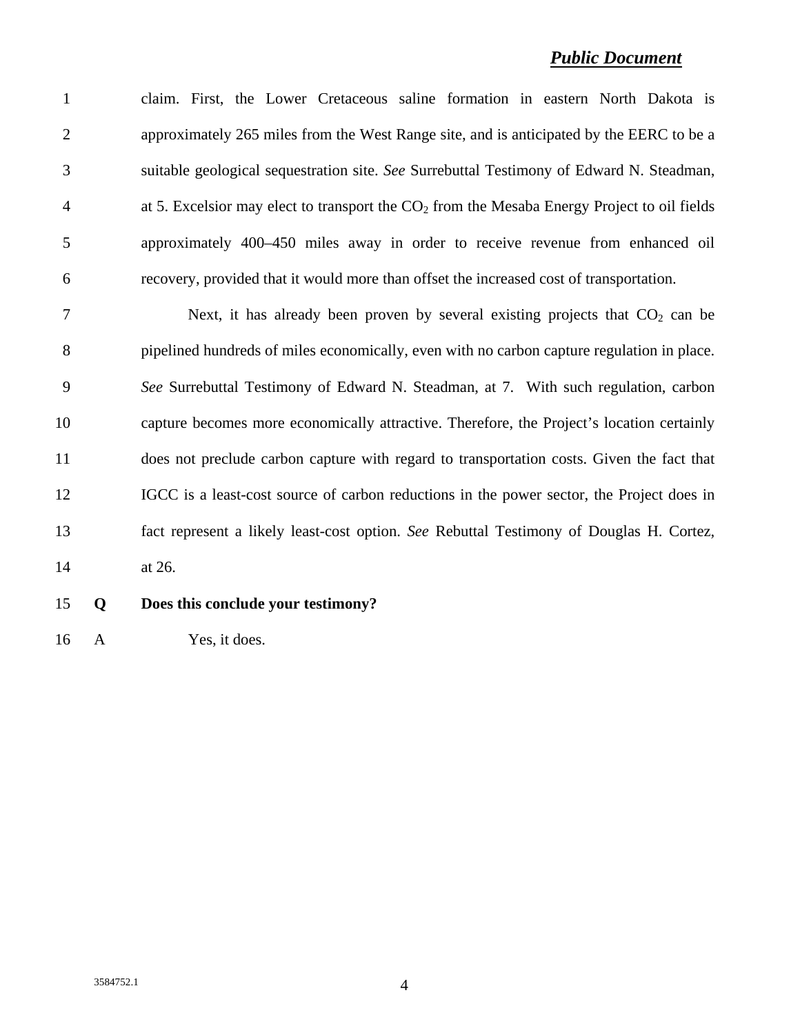claim. First, the Lower Cretaceous saline formation in eastern North Dakota is approximately 265 miles from the West Range site, and is anticipated by the EERC to be a suitable geological sequestration site. *See* Surrebuttal Testimony of Edward N. Steadman, at 5. Excelsior may elect to transport the $CO_2$ from the Mesaba Energy Project to oil fields approximately 400–450 miles away in order to receive revenue from enhanced oil recovery, provided that it would more than offset the increased cost of transportation.

Next, it has already been proven by several existing projects that $CO_2$ can be pipelined hundreds of miles economically, even with no carbon capture regulation in place. *See* Surrebuttal Testimony of Edward N. Steadman, at 7. With such regulation, carbon capture becomes more economically attractive. Therefore, the Project's location certainly does not preclude carbon capture with regard to transportation costs. Given the fact that IGCC is a least-cost source of carbon reductions in the power sector, the Project does in fact represent a likely least-cost option. *See* Rebuttal Testimony of Douglas H. Cortez, at 26.

**Q Does this conclude your testimony?**

A Yes, it does.

3584752.1